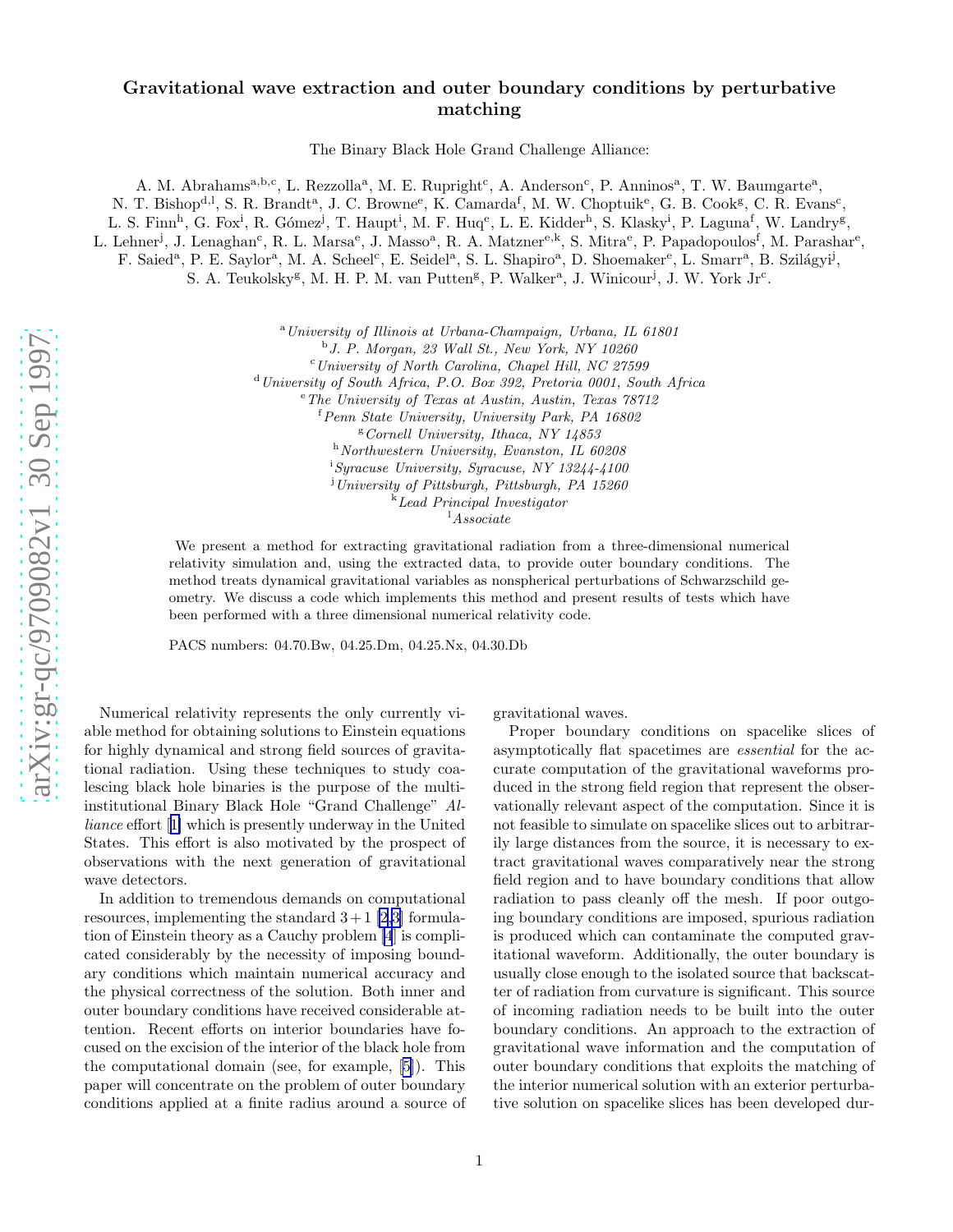# Gravitational wave extraction and outer boundary conditions by perturbative matching

The Binary Black Hole Grand Challenge Alliance:

A. M. Abrahams[a,b,c], L. Rezzolla[a], M. E. Rupright[c], A. Anderson[c], P. Anninos[a], T. W. Baumgarte[a], N. T. Bishop[d,l], S. R. Brandt[a], J. C. Browne[e], K. Camarda[f], M. W. Choptuik[e], G. B. Cook[g], C. R. Evans[c], L. S. Finn[h], G. Fox[i], R. Gómez[j], T. Haupt[i], M. F. Huq[e], L. E. Kidder[h], S. Klasky[i], P. Laguna[f], W. Landry[g], L. Lehner[j], J. Lenaghan[c], R. L. Marsa[e], J. Masso[a], R. A. Matzner[e,k], S. Mitra[e], P. Papadopoulos[f], M. Parashar[e], F. Saied[a], P. E. Saylor[a], M. A. Scheel[c], E. Seidel[a], S. L. Shapiro[a], D. Shoemaker[e], L. Smarr[a], B. Szilágyi[j], S. A. Teukolsky[g], M. H. P. M. van Putten[g], P. Walker[a], J. Winicour[j], J. W. York Jr[c].

[a] *University of Illinois at Urbana-Champaign, Urbana, IL 61801*
[b] *J. P. Morgan, 23 Wall St., New York, NY 10260*
[c] *University of North Carolina, Chapel Hill, NC 27599*
[d] *University of South Africa, P.O. Box 392, Pretoria 0001, South Africa*
[e] *The University of Texas at Austin, Austin, Texas 78712*
[f] *Penn State University, University Park, PA 16802*
[g] *Cornell University, Ithaca, NY 14853*
[h] *Northwestern University, Evanston, IL 60208*
[i] *Syracuse University, Syracuse, NY 13244-4100*
[j] *University of Pittsburgh, Pittsburgh, PA 15260*
[k] *Lead Principal Investigator*
[l] *Associate*

We present a method for extracting gravitational radiation from a three-dimensional numerical relativity simulation and, using the extracted data, to provide outer boundary conditions. The method treats dynamical gravitational variables as nonspherical perturbations of Schwarzschild geometry. We discuss a code which implements this method and present results of tests which have been performed with a three dimensional numerical relativity code.

PACS numbers: 04.70.Bw, 04.25.Dm, 04.25.Nx, 04.30.Db

Numerical relativity represents the only currently viable method for obtaining solutions to Einstein equations for highly dynamical and strong field sources of gravitational radiation. Using these techniques to study coalescing black hole binaries is the purpose of the multi-institutional Binary Black Hole "Grand Challenge" *Alliance* effort [1] which is presently underway in the United States. This effort is also motivated by the prospect of observations with the next generation of gravitational wave detectors.

In addition to tremendous demands on computational resources, implementing the standard $3+1$ [2,3] formulation of Einstein theory as a Cauchy problem [4] is complicated considerably by the necessity of imposing boundary conditions which maintain numerical accuracy and the physical correctness of the solution. Both inner and outer boundary conditions have received considerable attention. Recent efforts on interior boundaries have focused on the excision of the interior of the black hole from the computational domain (see, for example, [5]). This paper will concentrate on the problem of outer boundary conditions applied at a finite radius around a source of gravitational waves.

Proper boundary conditions on spacelike slices of asymptotically flat spacetimes are *essential* for the accurate computation of the gravitational waveforms produced in the strong field region that represent the observationally relevant aspect of the computation. Since it is not feasible to simulate on spacelike slices out to arbitrarily large distances from the source, it is necessary to extract gravitational waves comparatively near the strong field region and to have boundary conditions that allow radiation to pass cleanly off the mesh. If poor outgoing boundary conditions are imposed, spurious radiation is produced which can contaminate the computed gravitational waveform. Additionally, the outer boundary is usually close enough to the isolated source that backscatter of radiation from curvature is significant. This source of incoming radiation needs to be built into the outer boundary conditions. An approach to the extraction of gravitational wave information and the computation of outer boundary conditions that exploits the matching of the interior numerical solution with an exterior perturbative solution on spacelike slices has been developed dur-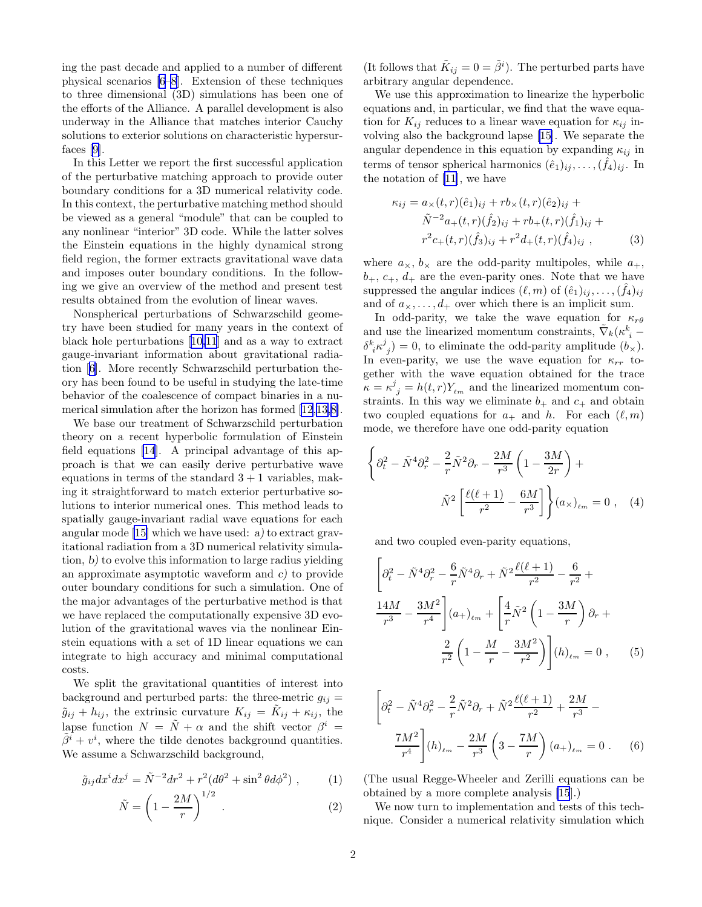ing the past decade and applied to a number of different physical scenarios [6–8]. Extension of these techniques to three dimensional (3D) simulations has been one of the efforts of the Alliance. A parallel development is also underway in the Alliance that matches interior Cauchy solutions to exterior solutions on characteristic hypersurfaces [9].

In this Letter we report the first successful application of the perturbative matching approach to provide outer boundary conditions for a 3D numerical relativity code. In this context, the perturbative matching method should be viewed as a general "module" that can be coupled to any nonlinear "interior" 3D code. While the latter solves the Einstein equations in the highly dynamical strong field region, the former extracts gravitational wave data and imposes outer boundary conditions. In the following we give an overview of the method and present test results obtained from the evolution of linear waves.

Nonspherical perturbations of Schwarzschild geometry have been studied for many years in the context of black hole perturbations [10,11] and as a way to extract gauge-invariant information about gravitational radiation [6]. More recently Schwarzschild perturbation theory has been found to be useful in studying the late-time behavior of the coalescence of compact binaries in a numerical simulation after the horizon has formed [12,13,8].

We base our treatment of Schwarzschild perturbation theory on a recent hyperbolic formulation of Einstein field equations [14]. A principal advantage of this approach is that we can easily derive perturbative wave equations in terms of the standard $3+1$ variables, making it straightforward to match exterior perturbative solutions to interior numerical ones. This method leads to spatially gauge-invariant radial wave equations for each angular mode [15] which we have used: *a)* to extract gravitational radiation from a 3D numerical relativity simulation, *b)* to evolve this information to large radius yielding an approximate asymptotic waveform and *c)* to provide outer boundary conditions for such a simulation. One of the major advantages of the perturbative method is that we have replaced the computationally expensive 3D evolution of the gravitational waves via the nonlinear Einstein equations with a set of 1D linear equations we can integrate to high accuracy and minimal computational costs.

We split the gravitational quantities of interest into background and perturbed parts: the three-metric $g_{ij} = \tilde{g}_{ij} + h_{ij}$, the extrinsic curvature $K_{ij} = \tilde{K}_{ij} + \kappa_{ij}$, the lapse function $N = \tilde{N} + \alpha$ and the shift vector $\beta^i = \tilde{\beta}^i + v^i$, where the tilde denotes background quantities. We assume a Schwarzschild background,

$$\tilde{g}_{ij}dx^i dx^j = \tilde{N}^{-2}dr^2 + r^2(d\theta^2 + \sin^2\theta d\phi^2) \ , \tag{1}$$

$$\tilde{N} = \left(1 - \frac{2M}{r}\right)^{1/2} \ . \tag{2}$$

(It follows that $\tilde{K}_{ij} = 0 = \tilde{\beta}^i$). The perturbed parts have arbitrary angular dependence.

We use this approximation to linearize the hyperbolic equations and, in particular, we find that the wave equation for $K_{ij}$ reduces to a linear wave equation for $\kappa_{ij}$ involving also the background lapse [15]. We separate the angular dependence in this equation by expanding $\kappa_{ij}$ in terms of tensor spherical harmonics $(\hat{e}_1)_{ij}, \ldots, (\hat{f}_4)_{ij}$. In the notation of [11], we have

$$\begin{aligned}
\kappa_{ij} = & \, a_\times(t,r)(\hat{e}_1)_{ij} + r b_\times(t,r)(\hat{e}_2)_{ij} + \\
& \tilde{N}^{-2} a_+(t,r)(\hat{f}_2)_{ij} + r b_+(t,r)(\hat{f}_1)_{ij} + \\
& r^2 c_+(t,r)(\hat{f}_3)_{ij} + r^2 d_+(t,r)(\hat{f}_4)_{ij} \ ,
\end{aligned} \tag{3}$$

where $a_\times$, $b_\times$ are the odd-parity multipoles, while $a_+$, $b_+$, $c_+$, $d_+$ are the even-parity ones. Note that we have suppressed the angular indices $(\ell, m)$ of $(\hat{e}_1)_{ij}, \ldots, (\hat{f}_4)_{ij}$ and of $a_\times, \ldots, d_+$ over which there is an implicit sum.

In odd-parity, we take the wave equation for $\kappa_{r\theta}$ and use the linearized momentum constraints, $\tilde{\nabla}_k(\kappa^k{}_i - \delta^k{}_i \kappa^j{}_j) = 0$, to eliminate the odd-parity amplitude $(b_\times)$. In even-parity, we use the wave equation for $\kappa_{rr}$ together with the wave equation obtained for the trace $\kappa = \kappa^j{}_j = h(t,r)Y_{\ell m}$ and the linearized momentum constraints. In this way we eliminate $b_+$ and $c_+$ and obtain two coupled equations for $a_+$ and $h$. For each $(\ell, m)$ mode, we therefore have one odd-parity equation

$$\begin{aligned}
\Bigg\{ \partial_t^2 - \tilde{N}^4 \partial_r^2 - \frac{2}{r}\tilde{N}^2 \partial_r - \frac{2M}{r^3}\left(1 - \frac{3M}{2r}\right) + \\
\tilde{N}^2 \left[\frac{\ell(\ell+1)}{r^2} - \frac{6M}{r^3}\right] \Bigg\} (a_\times)_{\ell m} = 0 \ ,
\end{aligned} \tag{4}$$

and two coupled even-parity equations,

$$\begin{aligned}
& \Bigg[ \partial_t^2 - \tilde{N}^4 \partial_r^2 - \frac{6}{r}\tilde{N}^4 \partial_r + \tilde{N}^2 \frac{\ell(\ell+1)}{r^2} - \frac{6}{r^2} + \\
& \frac{14M}{r^3} - \frac{3M^2}{r^4} \Bigg] (a_+)_{\ell m} + \Bigg[ \frac{4}{r}\tilde{N}^2 \left(1 - \frac{3M}{r}\right)\partial_r + \\
& \qquad \frac{2}{r^2}\left(1 - \frac{M}{r} - \frac{3M^2}{r^2}\right) \Bigg] (h)_{\ell m} = 0 \ ,
\end{aligned} \tag{5}$$

$$\begin{aligned}
& \Bigg[ \partial_t^2 - \tilde{N}^4 \partial_r^2 - \frac{2}{r}\tilde{N}^2 \partial_r + \tilde{N}^2 \frac{\ell(\ell+1)}{r^2} + \frac{2M}{r^3} - \\
& \qquad \frac{7M^2}{r^4} \Bigg] (h)_{\ell m} - \frac{2M}{r^3}\left(3 - \frac{7M}{r}\right)(a_+)_{\ell m} = 0 \ .
\end{aligned} \tag{6}$$

(The usual Regge-Wheeler and Zerilli equations can be obtained by a more complete analysis [15].)

We now turn to implementation and tests of this technique. Consider a numerical relativity simulation which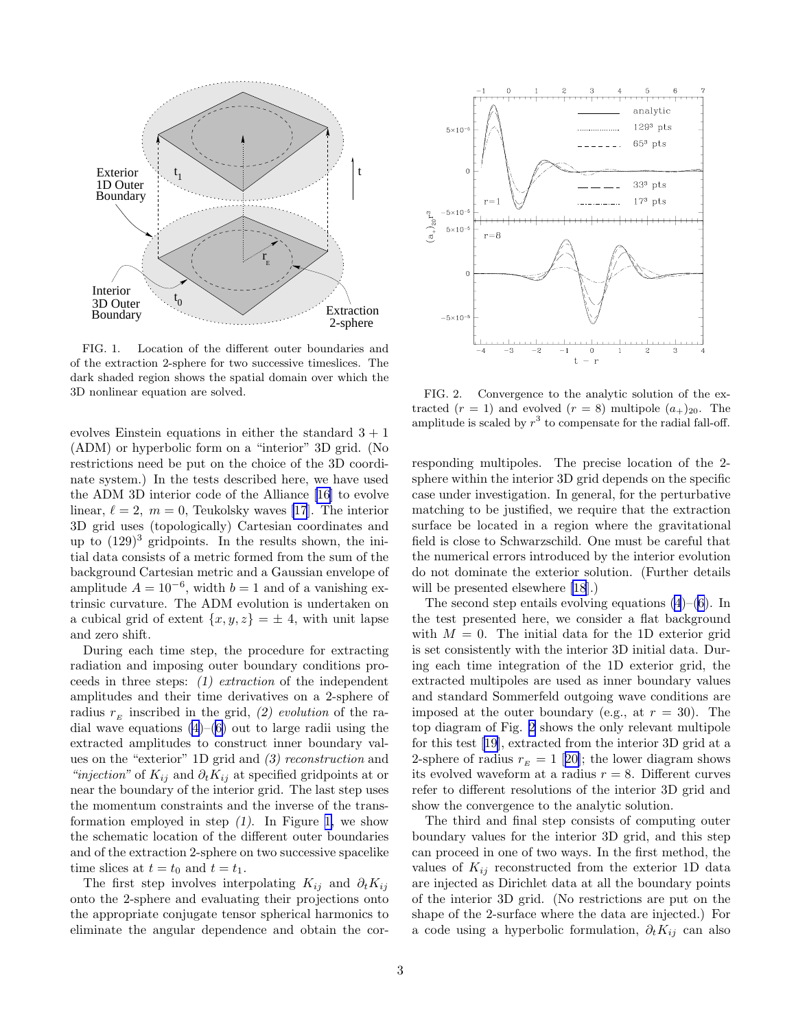FIG. 1. Location of the different outer boundaries and of the extraction 2-sphere for two successive timeslices. The dark shaded region shows the spatial domain over which the 3D nonlinear equation are solved.

evolves Einstein equations in either the standard $3+1$ (ADM) or hyperbolic form on a "interior" 3D grid. (No restrictions need be put on the choice of the 3D coordinate system.) In the tests described here, we have used the ADM 3D interior code of the Alliance [16] to evolve linear, $\ell = 2$, $m = 0$, Teukolsky waves [17]. The interior 3D grid uses (topologically) Cartesian coordinates and up to $(129)^3$ gridpoints. In the results shown, the initial data consists of a metric formed from the sum of the background Cartesian metric and a Gaussian envelope of amplitude $A = 10^{-6}$, width $b = 1$ and of a vanishing extrinsic curvature. The ADM evolution is undertaken on a cubical grid of extent $\{x, y, z\} = \pm\, 4$, with unit lapse and zero shift.

During each time step, the procedure for extracting radiation and imposing outer boundary conditions proceeds in three steps: *(1) extraction* of the independent amplitudes and their time derivatives on a 2-sphere of radius $r_{_E}$ inscribed in the grid, *(2) evolution* of the radial wave equations (4)–(6) out to large radii using the extracted amplitudes to construct inner boundary values on the "exterior" 1D grid and *(3) reconstruction* and *"injection"* of $K_{ij}$ and $\partial_t K_{ij}$ at specified gridpoints at or near the boundary of the interior grid. The last step uses the momentum constraints and the inverse of the transformation employed in step *(1)*. In Figure 1, we show the schematic location of the different outer boundaries and of the extraction 2-sphere on two successive spacelike time slices at $t = t_0$ and $t = t_1$.

The first step involves interpolating $K_{ij}$ and $\partial_t K_{ij}$ onto the 2-sphere and evaluating their projections onto the appropriate conjugate tensor spherical harmonics to eliminate the angular dependence and obtain the corresponding multipoles. The precise location of the 2-sphere within the interior 3D grid depends on the specific case under investigation. In general, for the perturbative matching to be justified, we require that the extraction surface be located in a region where the gravitational field is close to Schwarzschild. One must be careful that the numerical errors introduced by the interior evolution do not dominate the exterior solution. (Further details will be presented elsewhere [18].)

FIG. 2. Convergence to the analytic solution of the extracted ($r = 1$) and evolved ($r = 8$) multipole $(a_+)_{20}$. The amplitude is scaled by $r^3$ to compensate for the radial fall-off.

The second step entails evolving equations (4)–(6). In the test presented here, we consider a flat background with $M = 0$. The initial data for the 1D exterior grid is set consistently with the interior 3D initial data. During each time integration of the 1D exterior grid, the extracted multipoles are used as inner boundary values and standard Sommerfeld outgoing wave conditions are imposed at the outer boundary (e.g., at $r = 30$). The top diagram of Fig. 2 shows the only relevant multipole for this test [19], extracted from the interior 3D grid at a 2-sphere of radius $r_{_E} = 1$ [20]; the lower diagram shows its evolved waveform at a radius $r = 8$. Different curves refer to different resolutions of the interior 3D grid and show the convergence to the analytic solution.

The third and final step consists of computing outer boundary values for the interior 3D grid, and this step can proceed in one of two ways. In the first method, the values of $K_{ij}$ reconstructed from the exterior 1D data are injected as Dirichlet data at all the boundary points of the interior 3D grid. (No restrictions are put on the shape of the 2-surface where the data are injected.) For a code using a hyperbolic formulation, $\partial_t K_{ij}$ can also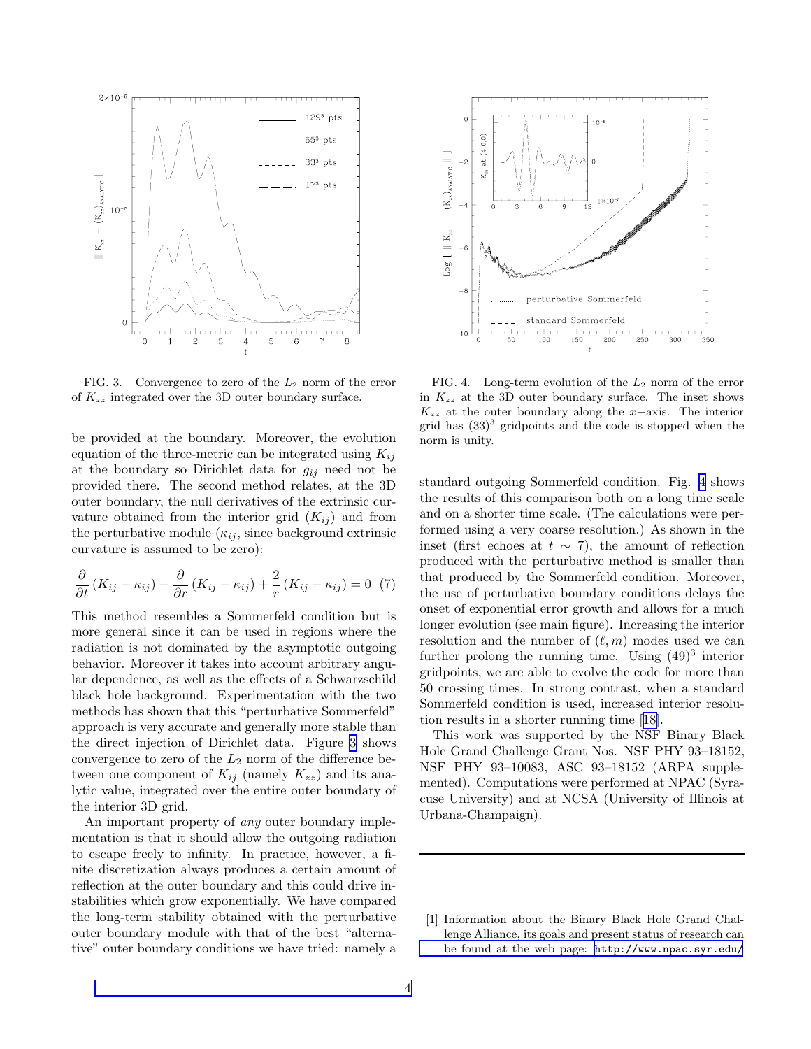FIG. 3. Convergence to zero of the $L_2$ norm of the error of $K_{zz}$ integrated over the 3D outer boundary surface.

FIG. 4. Long-term evolution of the $L_2$ norm of the error in $K_{zz}$ at the 3D outer boundary surface. The inset shows $K_{zz}$ at the outer boundary along the $x-$axis. The interior grid has $(33)^3$ gridpoints and the code is stopped when the norm is unity.

be provided at the boundary. Moreover, the evolution equation of the three-metric can be integrated using $K_{ij}$ at the boundary so Dirichlet data for $g_{ij}$ need not be provided there. The second method relates, at the 3D outer boundary, the null derivatives of the extrinsic curvature obtained from the interior grid ($K_{ij}$) and from the perturbative module ($\kappa_{ij}$, since background extrinsic curvature is assumed to be zero):

$$\frac{\partial}{\partial t}\left(K_{ij}-\kappa_{ij}\right)+\frac{\partial}{\partial r}\left(K_{ij}-\kappa_{ij}\right)+\frac{2}{r}\left(K_{ij}-\kappa_{ij}\right)=0 \quad (7)$$

This method resembles a Sommerfeld condition but is more general since it can be used in regions where the radiation is not dominated by the asymptotic outgoing behavior. Moreover it takes into account arbitrary angular dependence, as well as the effects of a Schwarzschild black hole background. Experimentation with the two methods has shown that this "perturbative Sommerfeld" approach is very accurate and generally more stable than the direct injection of Dirichlet data. Figure 3 shows convergence to zero of the $L_2$ norm of the difference between one component of $K_{ij}$ (namely $K_{zz}$) and its analytic value, integrated over the entire outer boundary of the interior 3D grid.

An important property of *any* outer boundary implementation is that it should allow the outgoing radiation to escape freely to infinity. In practice, however, a finite discretization always produces a certain amount of reflection at the outer boundary and this could drive instabilities which grow exponentially. We have compared the long-term stability obtained with the perturbative outer boundary module with that of the best "alternative" outer boundary conditions we have tried: namely a standard outgoing Sommerfeld condition. Fig. 4 shows the results of this comparison both on a long time scale and on a shorter time scale. (The calculations were performed using a very coarse resolution.) As shown in the inset (first echoes at $t \sim 7$), the amount of reflection produced with the perturbative method is smaller than that produced by the Sommerfeld condition. Moreover, the use of perturbative boundary conditions delays the onset of exponential error growth and allows for a much longer evolution (see main figure). Increasing the interior resolution and the number of $(\ell, m)$ modes used we can further prolong the running time. Using $(49)^3$ interior gridpoints, we are able to evolve the code for more than 50 crossing times. In strong contrast, when a standard Sommerfeld condition is used, increased interior resolution results in a shorter running time [18].

This work was supported by the NSF Binary Black Hole Grand Challenge Grant Nos. NSF PHY 93–18152, NSF PHY 93–10083, ASC 93–18152 (ARPA supplemented). Computations were performed at NPAC (Syracuse University) and at NCSA (University of Illinois at Urbana-Champaign).

---

[1] Information about the Binary Black Hole Grand Challenge Alliance, its goals and present status of research can be found at the web page: http://www.npac.syr.edu/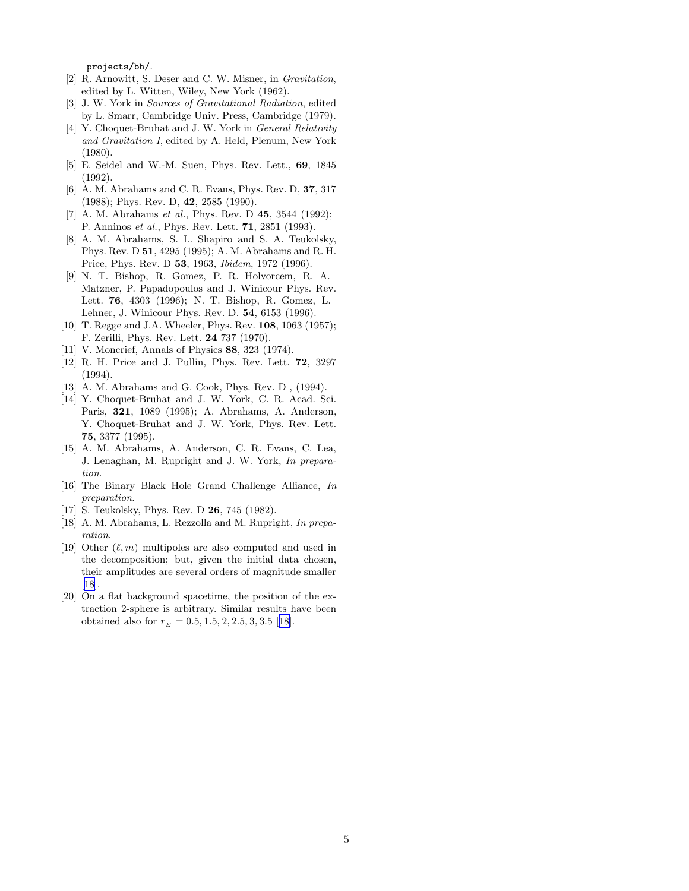projects/bh/.

[2] R. Arnowitt, S. Deser and C. W. Misner, in *Gravitation*, edited by L. Witten, Wiley, New York (1962).

[3] J. W. York in *Sources of Gravitational Radiation*, edited by L. Smarr, Cambridge Univ. Press, Cambridge (1979).

[4] Y. Choquet-Bruhat and J. W. York in *General Relativity and Gravitation I*, edited by A. Held, Plenum, New York (1980).

[5] E. Seidel and W.-M. Suen, Phys. Rev. Lett., **69**, 1845 (1992).

[6] A. M. Abrahams and C. R. Evans, Phys. Rev. D, **37**, 317 (1988); Phys. Rev. D, **42**, 2585 (1990).

[7] A. M. Abrahams *et al.*, Phys. Rev. D **45**, 3544 (1992); P. Anninos *et al.*, Phys. Rev. Lett. **71**, 2851 (1993).

[8] A. M. Abrahams, S. L. Shapiro and S. A. Teukolsky, Phys. Rev. D **51**, 4295 (1995); A. M. Abrahams and R. H. Price, Phys. Rev. D **53**, 1963, *Ibidem*, 1972 (1996).

[9] N. T. Bishop, R. Gomez, P. R. Holvorcem, R. A. Matzner, P. Papadopoulos and J. Winicour Phys. Rev. Lett. **76**, 4303 (1996); N. T. Bishop, R. Gomez, L. Lehner, J. Winicour Phys. Rev. D. **54**, 6153 (1996).

[10] T. Regge and J.A. Wheeler, Phys. Rev. **108**, 1063 (1957); F. Zerilli, Phys. Rev. Lett. **24** 737 (1970).

[11] V. Moncrief, Annals of Physics **88**, 323 (1974).

[12] R. H. Price and J. Pullin, Phys. Rev. Lett. **72**, 3297 (1994).

[13] A. M. Abrahams and G. Cook, Phys. Rev. D , (1994).

[14] Y. Choquet-Bruhat and J. W. York, C. R. Acad. Sci. Paris, **321**, 1089 (1995); A. Abrahams, A. Anderson, Y. Choquet-Bruhat and J. W. York, Phys. Rev. Lett. **75**, 3377 (1995).

[15] A. M. Abrahams, A. Anderson, C. R. Evans, C. Lea, J. Lenaghan, M. Rupright and J. W. York, *In preparation*.

[16] The Binary Black Hole Grand Challenge Alliance, *In preparation*.

[17] S. Teukolsky, Phys. Rev. D **26**, 745 (1982).

[18] A. M. Abrahams, L. Rezzolla and M. Rupright, *In preparation*.

[19] Other $(\ell, m)$ multipoles are also computed and used in the decomposition; but, given the initial data chosen, their amplitudes are several orders of magnitude smaller [18].

[20] On a flat background spacetime, the position of the extraction 2-sphere is arbitrary. Similar results have been obtained also for $r_{_E} = 0.5, 1.5, 2, 2.5, 3, 3.5$ [18].